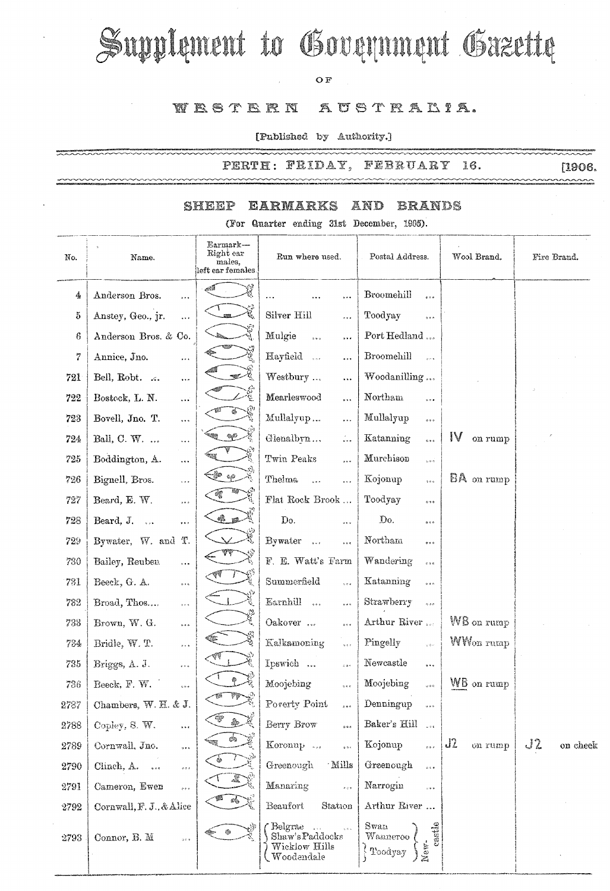# Supplement to Government Gazette

OF

## WESTERN AUSTRALIA.

[Published by Authority.]

PERTH: FRIDAY, FEBRUARY 16. [1906.

## SHEEP EARMARKS AND BRANDS

(For Quarter ending 31st December, 1905).

| No. | Name. | Earmark—Right ear males, left ear females. | Run where used. | Postal Address. | Wool Brand. | Fire Brand. |
|---|---|---|---|---|---|---|
| 4 | Anderson Bros. ... | | ... ... ... | Broomehill ... | | |
| 5 | Anstey, Geo., jr. ... | | Silver Hill ... | Toodyay ... | | |
| 6 | Anderson Bros. & Co. | | Mulgie ... ... | Port Hedland ... | | |
| 7 | Annice, Jno. ... | | Hayfield ... ... | Broomehill ... | | |
| 721 | Bell, Robt. ... ... | | Westbury ... ... | Woodanilling ... | | |
| 722 | Bostock, L. N. ... | | Mearleswood ... | Northam ... | | |
| 723 | Bovell, Jno. T. ... | | Mullalyup ... ... | Mullalyup ... | | |
| 724 | Ball, C. W. ... ... | | Glenalbyn ... ... | Katanning ... | IV on rump | |
| 725 | Boddington, A. ... | | Twin Peaks ... | Murchison ... | | |
| 726 | Bignell, Bros. ... | | Thelma ... ... | Kojonup ... | BA on rump | |
| 727 | Beard, E. W. ... | | Flat Rock Brook ... | Toodyay ... | | |
| 728 | Beard, J. ... ... | | Do. ... | Do. ... | | |
| 729 | Bywater, W. and T. | | Bywater ... ... | Northam ... | | |
| 730 | Bailey, Reuben ... | | F. E. Watt's Farm | Wandering ... | | |
| 731 | Beeck, G. A. ... | | Summerfield ... | Katanning ... | | |
| 732 | Broad, Thos.... ... | | Earnhill ... ... | Strawberry ... | | |
| 733 | Brown, W. G. ... | | Oakover ... ... | Arthur River ... | WB on rump | |
| 734 | Bridle, W. T. ... | | Kalkamoning ... | Pingelly ... | WW on rump | |
| 735 | Briggs, A. J. ... | | Ipswich ... ... | Newcastle ... | | |
| 736 | Beeck, F. W. ... | | Moojebing ... | Moojebing ... | WB on rump | |
| 2787 | Chambers, W. H. & J. | | Poverty Point ... | Denningup ... | | |
| 2788 | Copley, S. W. ... | | Berry Brow ... | Baker's Hill ... | | |
| 2789 | Cornwall, Jno. ... | | Koronup ... ... | Kojonup ... | J2 on rump | J2 on cheek |
| 2790 | Clinch, A. ... ... | | Greenough Mills | Greenough ... | | |
| 2791 | Cameron, Ewen ... | | Manaring ... | Narrogin ... | | |
| 2792 | Cornwall, F. J., & Alice | | Beaufort Station | Arthur River ... | | |
| 2793 | Connor, B. M ... | | Belgrae ... ... / Shaw's Paddocks / Wicklow Hills / Woodendale | Swan / Wanneroo / Toodyay / Newcastle | | |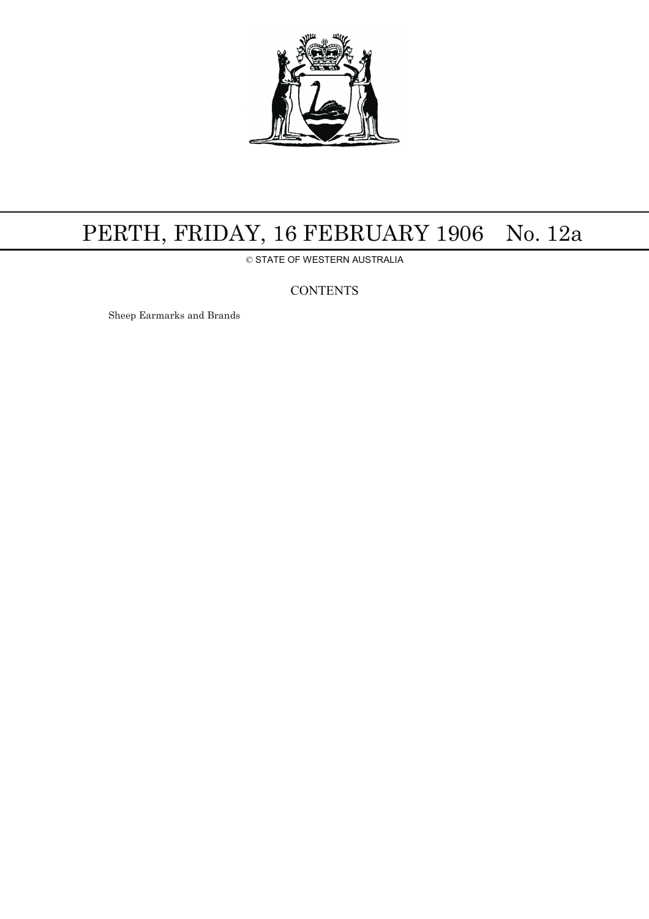# PERTH, FRIDAY, 16 FEBRUARY 1906 No. 12a

© STATE OF WESTERN AUSTRALIA

## CONTENTS

Sheep Earmarks and Brands